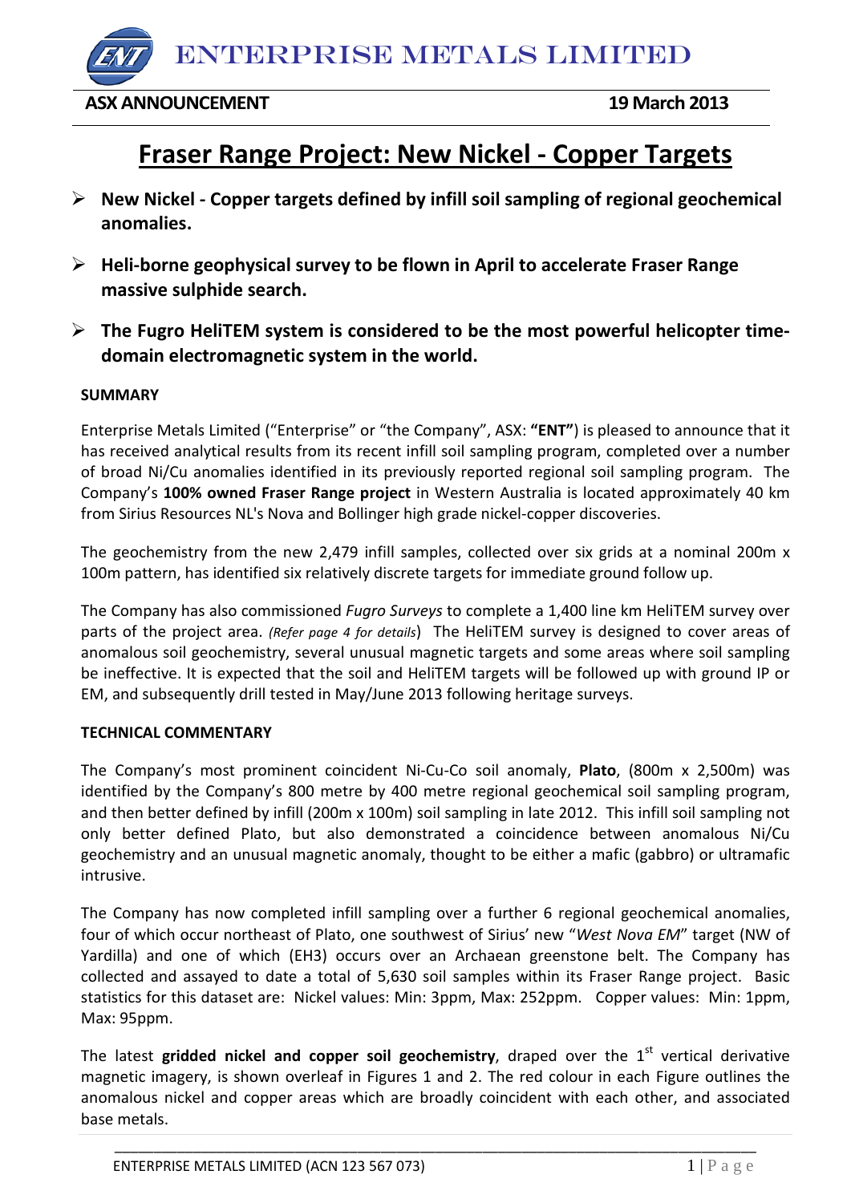# ENTERPRISE METALS LIMITED

**ASX ANNOUNCEMENT** **19 March 2013**

# Fraser Range Project: New Nickel - Copper Targets

- **New Nickel - Copper targets defined by infill soil sampling of regional geochemical anomalies.**
- **Heli-borne geophysical survey to be flown in April to accelerate Fraser Range massive sulphide search.**
- **The Fugro HeliTEM system is considered to be the most powerful helicopter time-domain electromagnetic system in the world.**

## SUMMARY

Enterprise Metals Limited ("Enterprise" or "the Company", ASX: **"ENT"**) is pleased to announce that it has received analytical results from its recent infill soil sampling program, completed over a number of broad Ni/Cu anomalies identified in its previously reported regional soil sampling program. The Company's **100% owned Fraser Range project** in Western Australia is located approximately 40 km from Sirius Resources NL's Nova and Bollinger high grade nickel-copper discoveries.

The geochemistry from the new 2,479 infill samples, collected over six grids at a nominal 200m x 100m pattern, has identified six relatively discrete targets for immediate ground follow up.

The Company has also commissioned *Fugro Surveys* to complete a 1,400 line km HeliTEM survey over parts of the project area. *(Refer page 4 for details)* The HeliTEM survey is designed to cover areas of anomalous soil geochemistry, several unusual magnetic targets and some areas where soil sampling be ineffective. It is expected that the soil and HeliTEM targets will be followed up with ground IP or EM, and subsequently drill tested in May/June 2013 following heritage surveys.

## TECHNICAL COMMENTARY

The Company's most prominent coincident Ni-Cu-Co soil anomaly, **Plato**, (800m x 2,500m) was identified by the Company's 800 metre by 400 metre regional geochemical soil sampling program, and then better defined by infill (200m x 100m) soil sampling in late 2012. This infill soil sampling not only better defined Plato, but also demonstrated a coincidence between anomalous Ni/Cu geochemistry and an unusual magnetic anomaly, thought to be either a mafic (gabbro) or ultramafic intrusive.

The Company has now completed infill sampling over a further 6 regional geochemical anomalies, four of which occur northeast of Plato, one southwest of Sirius' new "*West Nova EM*" target (NW of Yardilla) and one of which (EH3) occurs over an Archaean greenstone belt. The Company has collected and assayed to date a total of 5,630 soil samples within its Fraser Range project. Basic statistics for this dataset are: Nickel values: Min: 3ppm, Max: 252ppm. Copper values: Min: 1ppm, Max: 95ppm.

The latest **gridded nickel and copper soil geochemistry**, draped over the 1st vertical derivative magnetic imagery, is shown overleaf in Figures 1 and 2. The red colour in each Figure outlines the anomalous nickel and copper areas which are broadly coincident with each other, and associated base metals.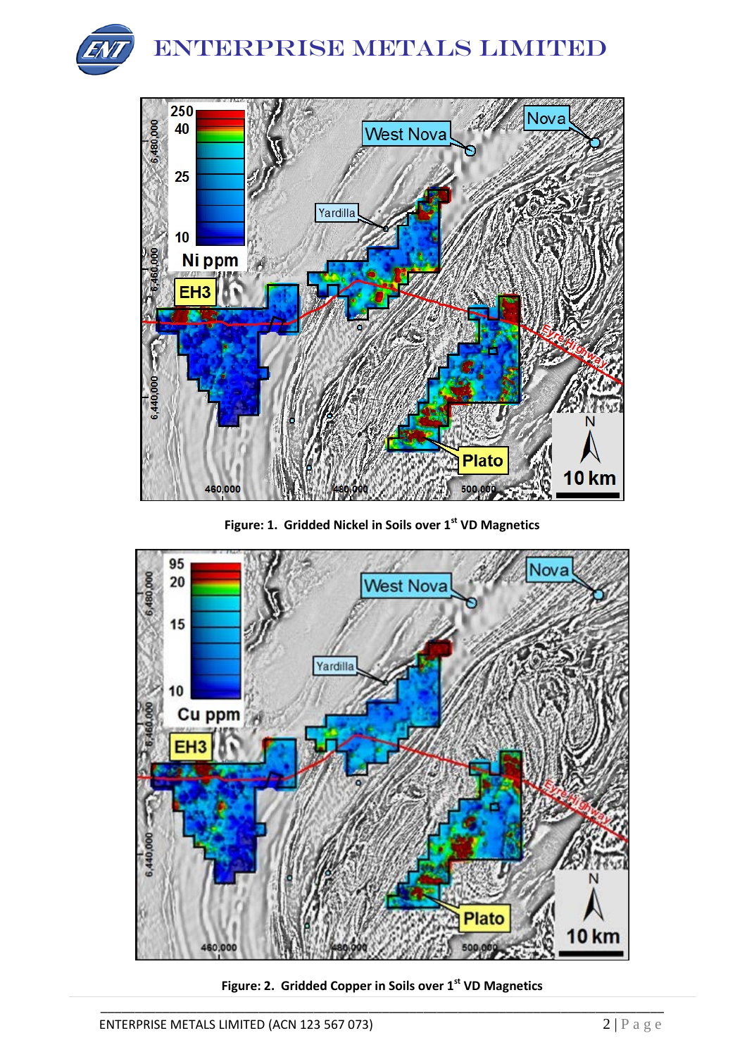Figure: 1. Gridded Nickel in Soils over 1st VD Magnetics

Figure: 2. Gridded Copper in Soils over 1st VD Magnetics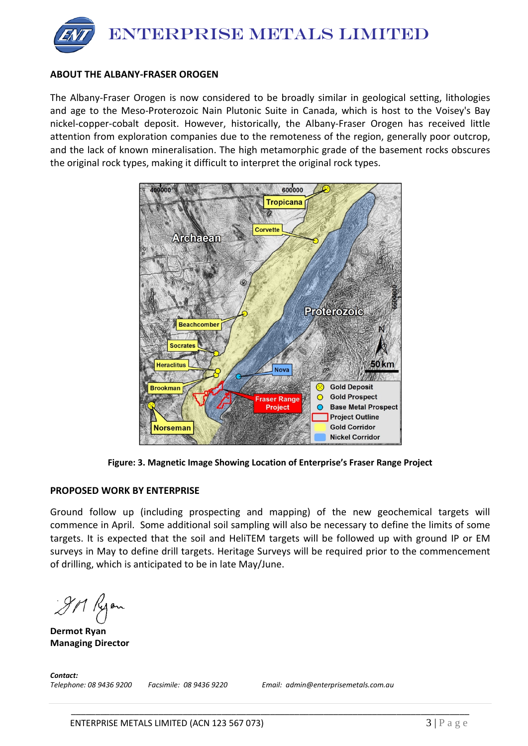## ABOUT THE ALBANY-FRASER OROGEN

The Albany-Fraser Orogen is now considered to be broadly similar in geological setting, lithologies and age to the Meso-Proterozoic Nain Plutonic Suite in Canada, which is host to the Voisey's Bay nickel-copper-cobalt deposit. However, historically, the Albany-Fraser Orogen has received little attention from exploration companies due to the remoteness of the region, generally poor outcrop, and the lack of known mineralisation. The high metamorphic grade of the basement rocks obscures the original rock types, making it difficult to interpret the original rock types.

**Figure: 3. Magnetic Image Showing Location of Enterprise's Fraser Range Project**

## PROPOSED WORK BY ENTERPRISE

Ground follow up (including prospecting and mapping) of the new geochemical targets will commence in April. Some additional soil sampling will also be necessary to define the limits of some targets. It is expected that the soil and HeliTEM targets will be followed up with ground IP or EM surveys in May to define drill targets. Heritage Surveys will be required prior to the commencement of drilling, which is anticipated to be in late May/June.

**Dermot Ryan**
**Managing Director**

***Contact:***
*Telephone: 08 9436 9200* *Facsimile: 08 9436 9220* *Email: admin@enterprisemetals.com.au*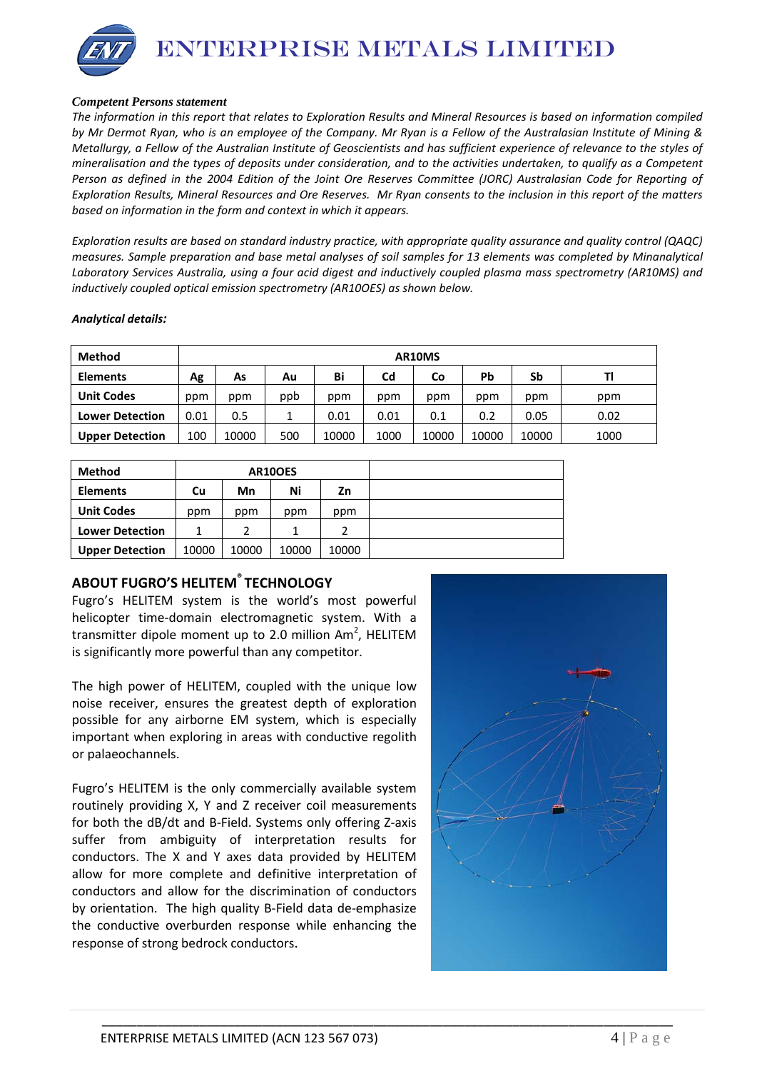***Competent Persons statement***

*The information in this report that relates to Exploration Results and Mineral Resources is based on information compiled by Mr Dermot Ryan, who is an employee of the Company. Mr Ryan is a Fellow of the Australasian Institute of Mining & Metallurgy, a Fellow of the Australian Institute of Geoscientists and has sufficient experience of relevance to the styles of mineralisation and the types of deposits under consideration, and to the activities undertaken, to qualify as a Competent Person as defined in the 2004 Edition of the Joint Ore Reserves Committee (JORC) Australasian Code for Reporting of Exploration Results, Mineral Resources and Ore Reserves. Mr Ryan consents to the inclusion in this report of the matters based on information in the form and context in which it appears.*

*Exploration results are based on standard industry practice, with appropriate quality assurance and quality control (QAQC) measures. Sample preparation and base metal analyses of soil samples for 13 elements was completed by Minanalytical Laboratory Services Australia, using a four acid digest and inductively coupled plasma mass spectrometry (AR10MS) and inductively coupled optical emission spectrometry (AR10OES) as shown below.*

***Analytical details:***

| Method | AR10MS | | | | | | | | |
|---|---|---|---|---|---|---|---|---|---|
| **Elements** | **Ag** | **As** | **Au** | **Bi** | **Cd** | **Co** | **Pb** | **Sb** | **Tl** |
| **Unit Codes** | ppm | ppm | ppb | ppm | ppm | ppm | ppm | ppm | ppm |
| **Lower Detection** | 0.01 | 0.5 | 1 | 0.01 | 0.01 | 0.1 | 0.2 | 0.05 | 0.02 |
| **Upper Detection** | 100 | 10000 | 500 | 10000 | 1000 | 10000 | 10000 | 10000 | 1000 |

| Method | AR10OES | | | | |
|---|---|---|---|---|---|
| **Elements** | **Cu** | **Mn** | **Ni** | **Zn** | |
| **Unit Codes** | ppm | ppm | ppm | ppm | |
| **Lower Detection** | 1 | 2 | 1 | 2 | |
| **Upper Detection** | 10000 | 10000 | 10000 | 10000 | |

## ABOUT FUGRO'S HELITEM® TECHNOLOGY

Fugro's HELITEM system is the world's most powerful helicopter time-domain electromagnetic system. With a transmitter dipole moment up to 2.0 million $Am^2$, HELITEM is significantly more powerful than any competitor.

The high power of HELITEM, coupled with the unique low noise receiver, ensures the greatest depth of exploration possible for any airborne EM system, which is especially important when exploring in areas with conductive regolith or palaeochannels.

Fugro's HELITEM is the only commercially available system routinely providing X, Y and Z receiver coil measurements for both the dB/dt and B-Field. Systems only offering Z-axis suffer from ambiguity of interpretation results for conductors. The X and Y axes data provided by HELITEM allow for more complete and definitive interpretation of conductors and allow for the discrimination of conductors by orientation. The high quality B-Field data de-emphasize the conductive overburden response while enhancing the response of strong bedrock conductors.